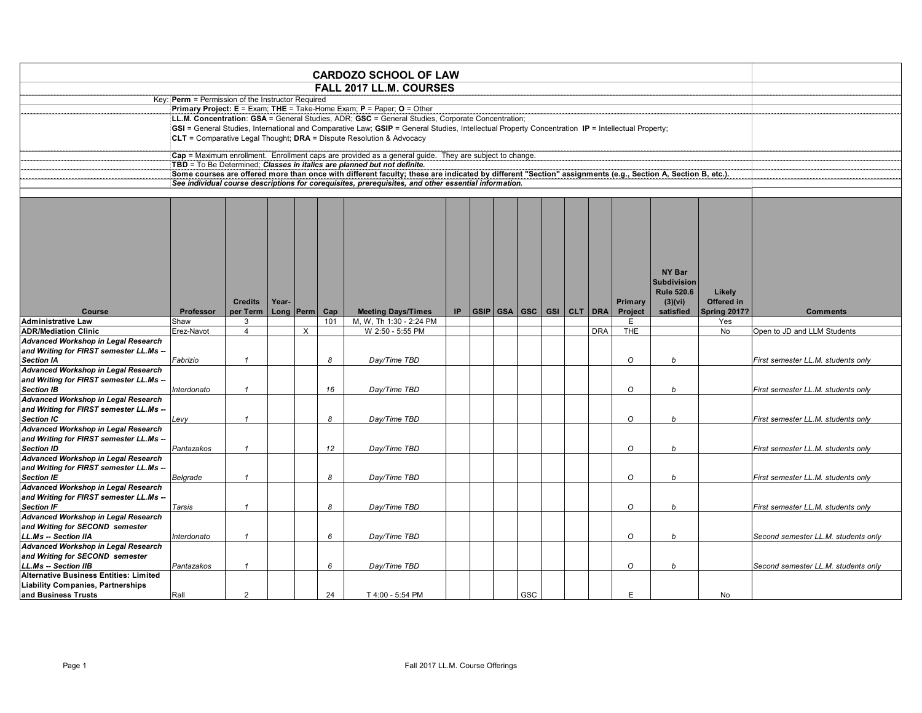# CARDOZO SCHOOL OF LAW

## FALL 2017 LL.M. COURSES

Key: **Perm** = Permission of the Instructor Required

**Primary Project: E** = Exam; **THE** = Take-Home Exam; **P** = Paper; **O** = Other

**LL.M. Concentration**: **GSA** = General Studies, ADR; **GSC** = General Studies, Corporate Concentration;

**GSI** = General Studies, International and Comparative Law; **GSIP** = General Studies, Intellectual Property Concentration **IP** = Intellectual Property;

**CLT** = Comparative Legal Thought; **DRA** = Dispute Resolution & Advocacy

**Cap** = Maximum enrollment. Enrollment caps are provided as a general guide. They are subject to change.

**TBD** = To Be Determined; ***Classes in italics are planned but not definite.***

**Some courses are offered more than once with different faculty; these are indicated by different "Section" assignments (e.g., Section A, Section B, etc.).**

***See individual course descriptions for corequisites, prerequisites, and other essential information.***

| Course | Professor | Credits per Term | Year-Long | Perm | Cap | Meeting Days/Times | IP | GSIP | GSA | GSC | GSI | CLT | DRA | Primary Project | NY Bar Subdivision Rule 520.6 (3)(vi) satisfied | Likely Offered in Spring 2017? | Comments |
|---|---|---|---|---|---|---|---|---|---|---|---|---|---|---|---|---|---|
| **Administrative Law** | Shaw | 3 | | | 101 | M, W, Th 1:30 - 2:24 PM | | | | | | | | E | | Yes | |
| **ADR/Mediation Clinic** | Erez-Navot | 4 | | X | | W 2:50 - 5:55 PM | | | | | | | DRA | THE | | No | Open to JD and LLM Students |
| ***Advanced Workshop in Legal Research and Writing for FIRST semester LL.Ms -- Section IA*** | *Fabrizio* | *1* | | | *8* | *Day/Time TBD* | | | | | | | | *O* | *b* | | *First semester LL.M. students only* |
| ***Advanced Workshop in Legal Research and Writing for FIRST semester LL.Ms -- Section IB*** | *Interdonato* | *1* | | | *16* | *Day/Time TBD* | | | | | | | | *O* | *b* | | *First semester LL.M. students only* |
| ***Advanced Workshop in Legal Research and Writing for FIRST semester LL.Ms -- Section IC*** | *Levy* | *1* | | | *8* | *Day/Time TBD* | | | | | | | | *O* | *b* | | *First semester LL.M. students only* |
| ***Advanced Workshop in Legal Research and Writing for FIRST semester LL.Ms -- Section ID*** | *Pantazakos* | *1* | | | *12* | *Day/Time TBD* | | | | | | | | *O* | *b* | | *First semester LL.M. students only* |
| ***Advanced Workshop in Legal Research and Writing for FIRST semester LL.Ms -- Section IE*** | *Belgrade* | *1* | | | *8* | *Day/Time TBD* | | | | | | | | *O* | *b* | | *First semester LL.M. students only* |
| ***Advanced Workshop in Legal Research and Writing for FIRST semester LL.Ms -- Section IF*** | *Tarsis* | *1* | | | *8* | *Day/Time TBD* | | | | | | | | *O* | *b* | | *First semester LL.M. students only* |
| ***Advanced Workshop in Legal Research and Writing for SECOND semester LL.Ms -- Section IIA*** | *Interdonato* | *1* | | | *6* | *Day/Time TBD* | | | | | | | | *O* | *b* | | *Second semester LL.M. students only* |
| ***Advanced Workshop in Legal Research and Writing for SECOND semester LL.Ms -- Section IIB*** | *Pantazakos* | *1* | | | *6* | *Day/Time TBD* | | | | | | | | *O* | *b* | | *Second semester LL.M. students only* |
| **Alternative Business Entities: Limited Liability Companies, Partnerships and Business Trusts** | Rall | 2 | | | 24 | T 4:00 - 5:54 PM | | | | GSC | | | | E | | No | |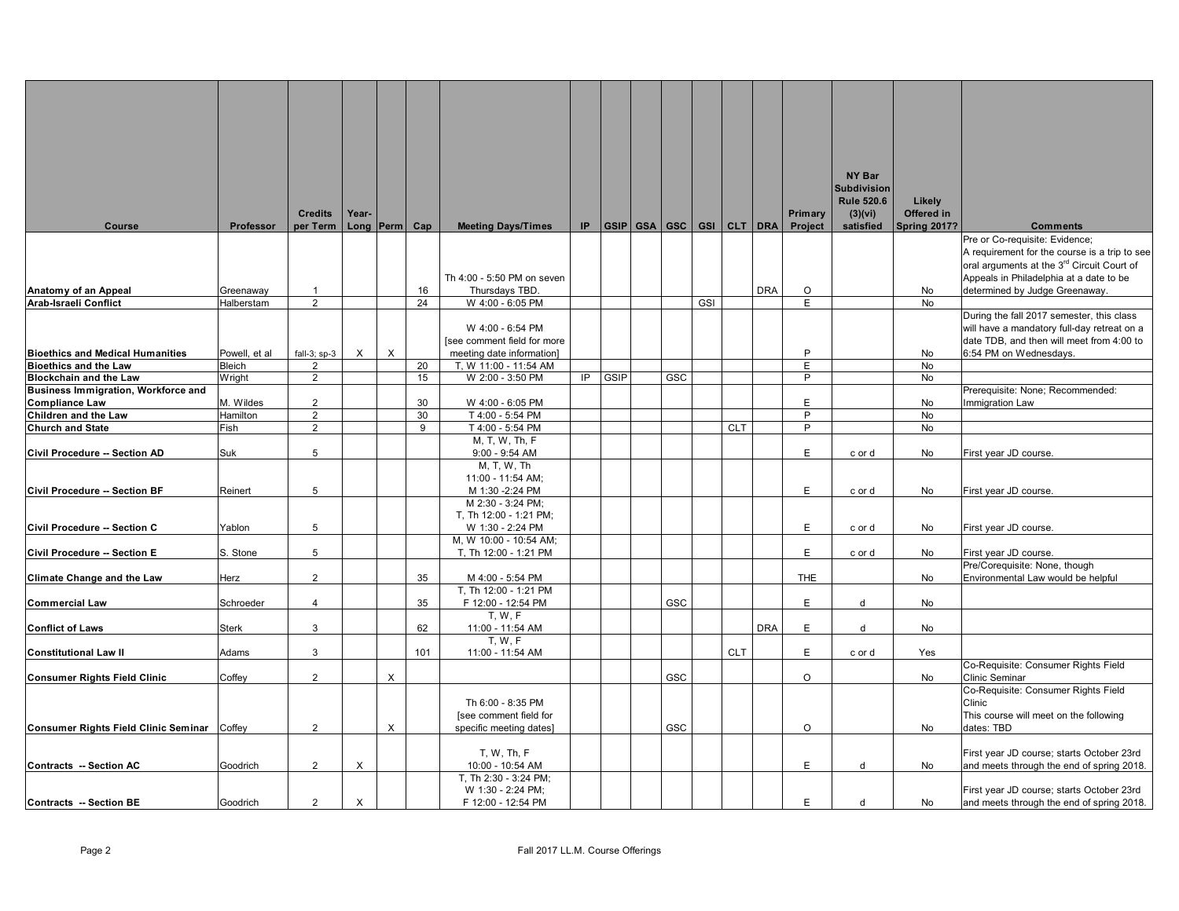| Course | Professor | Credits per Term | Year-Long | Perm | Cap | Meeting Days/Times | IP | GSIP | GSA | GSC | GSI | CLT | DRA | Primary Project | NY Bar Subdivision Rule 520.6 (3)(vi) satisfied | Likely Offered in Spring 2017? | Comments |
|---|---|---|---|---|---|---|---|---|---|---|---|---|---|---|---|---|---|
| Anatomy of an Appeal | Greenaway | 1 | | | 16 | Th 4:00 - 5:50 PM on seven Thursdays TBD. | | | | | | | DRA | O | | No | Pre or Co-requisite: Evidence; A requirement for the course is a trip to see oral arguments at the 3rd Circuit Court of Appeals in Philadelphia at a date to be determined by Judge Greenaway. |
| Arab-Israeli Conflict | Halberstam | 2 | | | 24 | W 4:00 - 6:05 PM | | | | | GSI | | | E | | No | |
| Bioethics and Medical Humanities | Powell, et al | fall-3; sp-3 | X | X | | W 4:00 - 6:54 PM [see comment field for more meeting date information] | | | | | | | | P | | No | During the fall 2017 semester, this class will have a mandatory full-day retreat on a date TDB, and then will meet from 4:00 to 6:54 PM on Wednesdays. |
| Bioethics and the Law | Bleich | 2 | | | 20 | T, W 11:00 - 11:54 AM | | | | | | | | E | | No | |
| Blockchain and the Law | Wright | 2 | | | 15 | W 2:00 - 3:50 PM | IP | GSIP | | GSC | | | | P | | No | |
| Business Immigration, Workforce and Compliance Law | M. Wildes | 2 | | | 30 | W 4:00 - 6:05 PM | | | | | | | | E | | No | Prerequisite: None; Recommended: Immigration Law |
| Children and the Law | Hamilton | 2 | | | 30 | T 4:00 - 5:54 PM | | | | | | | | P | | No | |
| Church and State | Fish | 2 | | | 9 | T 4:00 - 5:54 PM | | | | | | CLT | | P | | No | |
| Civil Procedure -- Section AD | Suk | 5 | | | | M, T, W, Th, F 9:00 - 9:54 AM | | | | | | | | E | c or d | No | First year JD course. |
| Civil Procedure -- Section BF | Reinert | 5 | | | | M, T, W, Th 11:00 - 11:54 AM; M 1:30 -2:24 PM | | | | | | | | E | c or d | No | First year JD course. |
| Civil Procedure -- Section C | Yablon | 5 | | | | M 2:30 - 3:24 PM; T, Th 12:00 - 1:21 PM; W 1:30 - 2:24 PM | | | | | | | | E | c or d | No | First year JD course. |
| Civil Procedure -- Section E | S. Stone | 5 | | | | M, W 10:00 - 10:54 AM; T, Th 12:00 - 1:21 PM | | | | | | | | E | c or d | No | First year JD course. |
| Climate Change and the Law | Herz | 2 | | | 35 | M 4:00 - 5:54 PM | | | | | | | | THE | | No | Pre/Corequisite: None, though Environmental Law would be helpful |
| Commercial Law | Schroeder | 4 | | | 35 | T, Th 12:00 - 1:21 PM F 12:00 - 12:54 PM | | | | GSC | | | | E | d | No | |
| Conflict of Laws | Sterk | 3 | | | 62 | T, W, F 11:00 - 11:54 AM | | | | | | | DRA | E | d | No | |
| Constitutional Law II | Adams | 3 | | | 101 | T, W, F 11:00 - 11:54 AM | | | | | | CLT | | E | c or d | Yes | |
| Consumer Rights Field Clinic | Coffey | 2 | | X | | | | | | GSC | | | | O | | No | Co-Requisite: Consumer Rights Field Clinic Seminar |
| Consumer Rights Field Clinic Seminar | Coffey | 2 | | X | | Th 6:00 - 8:35 PM [see comment field for specific meeting dates] | | | | GSC | | | | O | | No | Co-Requisite: Consumer Rights Field Clinic This course will meet on the following dates: TBD |
| Contracts -- Section AC | Goodrich | 2 | X | | | T, W, Th, F 10:00 - 10:54 AM | | | | | | | | E | d | No | First year JD course; starts October 23rd and meets through the end of spring 2018. |
| Contracts -- Section BE | Goodrich | 2 | X | | | T, Th 2:30 - 3:24 PM; W 1:30 - 2:24 PM; F 12:00 - 12:54 PM | | | | | | | | E | d | No | First year JD course; starts October 23rd and meets through the end of spring 2018. |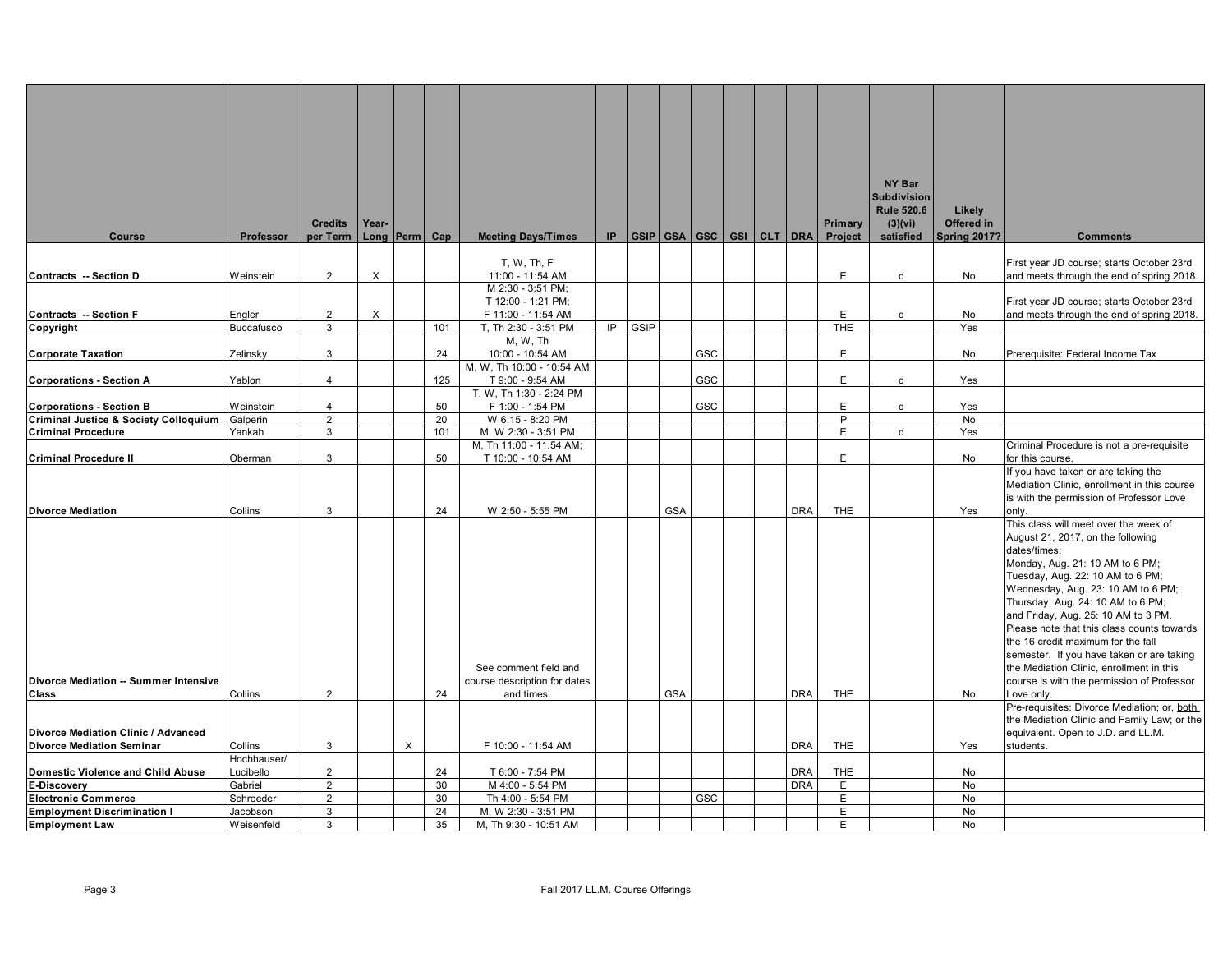| Course | Professor | Credits per Term | Year-Long | Perm | Cap | Meeting Days/Times | IP | GSIP | GSA | GSC | GSI | CLT | DRA | Primary Project | NY Bar Subdivision Rule 520.6 (3)(vi) satisfied | Likely Offered in Spring 2017? | Comments |
|---|---|---|---|---|---|---|---|---|---|---|---|---|---|---|---|---|---|
| **Contracts -- Section D** | Weinstein | 2 | X | | | T, W, Th, F 11:00 - 11:54 AM | | | | | | | | E | d | No | First year JD course; starts October 23rd and meets through the end of spring 2018. |
| **Contracts -- Section F** | Engler | 2 | X | | | M 2:30 - 3:51 PM; T 12:00 - 1:21 PM; F 11:00 - 11:54 AM | | | | | | | | E | d | No | First year JD course; starts October 23rd and meets through the end of spring 2018. |
| **Copyright** | Buccafusco | 3 | | | 101 | T, Th 2:30 - 3:51 PM | IP | GSIP | | | | | | THE | | Yes | |
| **Corporate Taxation** | Zelinsky | 3 | | | 24 | M, W, Th 10:00 - 10:54 AM | | | | GSC | | | | E | | No | Prerequisite: Federal Income Tax |
| **Corporations - Section A** | Yablon | 4 | | | 125 | M, W, Th 10:00 - 10:54 AM T 9:00 - 9:54 AM | | | | GSC | | | | E | d | Yes | |
| **Corporations - Section B** | Weinstein | 4 | | | 50 | T, W, Th 1:30 - 2:24 PM F 1:00 - 1:54 PM | | | | GSC | | | | E | d | Yes | |
| **Criminal Justice & Society Colloquium** | Galperin | 2 | | | 20 | W 6:15 - 8:20 PM | | | | | | | | P | | No | |
| **Criminal Procedure** | Yankah | 3 | | | 101 | M, W 2:30 - 3:51 PM | | | | | | | | E | d | Yes | |
| **Criminal Procedure II** | Oberman | 3 | | | 50 | M, Th 11:00 - 11:54 AM; T 10:00 - 10:54 AM | | | | | | | | E | | No | Criminal Procedure is not a pre-requisite for this course. |
| **Divorce Mediation** | Collins | 3 | | | 24 | W 2:50 - 5:55 PM | | | GSA | | | | DRA | THE | | Yes | If you have taken or are taking the Mediation Clinic, enrollment in this course is with the permission of Professor Love only. |
| **Divorce Mediation -- Summer Intensive Class** | Collins | 2 | | | 24 | See comment field and course description for dates and times. | | | GSA | | | | DRA | THE | | No | This class will meet over the week of August 21, 2017, on the following dates/times: Monday, Aug. 21: 10 AM to 6 PM; Tuesday, Aug. 22: 10 AM to 6 PM; Wednesday, Aug. 23: 10 AM to 6 PM; Thursday, Aug. 24: 10 AM to 6 PM; and Friday, Aug. 25: 10 AM to 3 PM. Please note that this class counts towards the 16 credit maximum for the fall semester. If you have taken or are taking the Mediation Clinic, enrollment in this course is with the permission of Professor Love only. |
| **Divorce Mediation Clinic / Advanced Divorce Mediation Seminar** | Collins | 3 | | X | | F 10:00 - 11:54 AM | | | | | | | DRA | THE | | Yes | Pre-requisites: Divorce Mediation; or, both the Mediation Clinic and Family Law; or the equivalent. Open to J.D. and LL.M. students. |
| **Domestic Violence and Child Abuse** | Hochhauser/ Lucibello | 2 | | | 24 | T 6:00 - 7:54 PM | | | | | | | DRA | THE | | No | |
| **E-Discovery** | Gabriel | 2 | | | 30 | M 4:00 - 5:54 PM | | | | | | | DRA | E | | No | |
| **Electronic Commerce** | Schroeder | 2 | | | 30 | Th 4:00 - 5:54 PM | | | | GSC | | | | E | | No | |
| **Employment Discrimination I** | Jacobson | 3 | | | 24 | M, W 2:30 - 3:51 PM | | | | | | | | E | | No | |
| **Employment Law** | Weisenfeld | 3 | | | 35 | M, Th 9:30 - 10:51 AM | | | | | | | | E | | No | |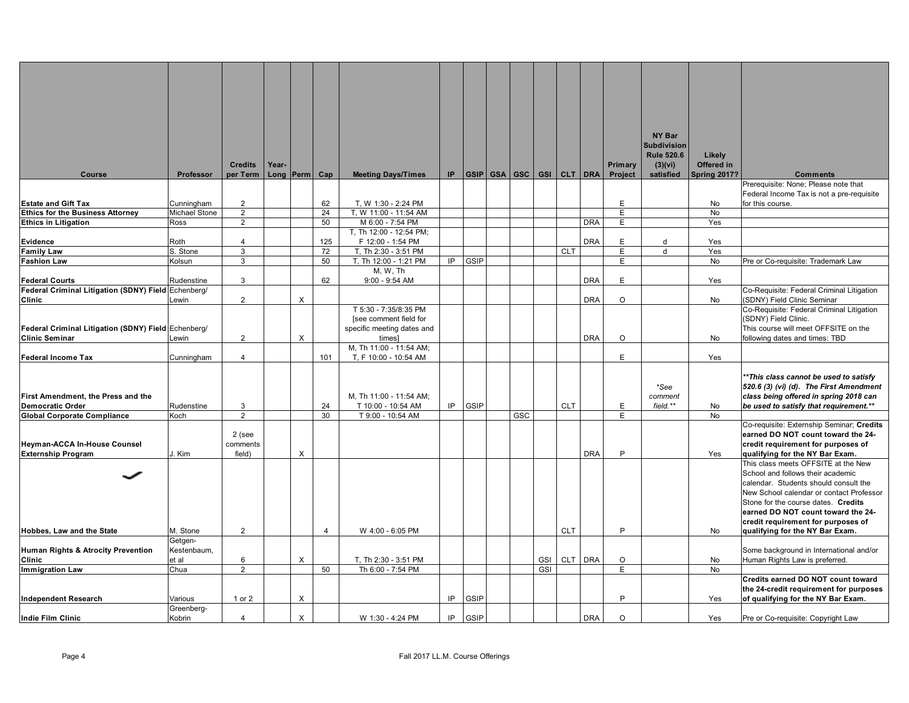| Course | Professor | Credits per Term | Year-Long | Perm | Cap | Meeting Days/Times | IP | GSIP | GSA | GSC | GSI | CLT | DRA | Primary Project | NY Bar Subdivision Rule 520.6 (3)(vi) satisfied | Likely Offered in Spring 2017? | Comments |
|---|---|---|---|---|---|---|---|---|---|---|---|---|---|---|---|---|---|
| **Estate and Gift Tax** | Cunningham | 2 | | | 62 | T, W 1:30 - 2:24 PM | | | | | | | | E | | No | Prerequisite: None; Please note that Federal Income Tax is not a pre-requisite for this course. |
| **Ethics for the Business Attorney** | Michael Stone | 2 | | | 24 | T, W 11:00 - 11:54 AM | | | | | | | | E | | No | |
| **Ethics in Litigation** | Ross | 2 | | | 50 | M 6:00 - 7:54 PM | | | | | | | DRA | E | | Yes | |
| **Evidence** | Roth | 4 | | | 125 | T, Th 12:00 - 12:54 PM; F 12:00 - 1:54 PM | | | | | | | DRA | E | d | Yes | |
| **Family Law** | S. Stone | 3 | | | 72 | T, Th 2:30 - 3:51 PM | | | | | | CLT | | E | d | Yes | |
| **Fashion Law** | Kolsun | 3 | | | 50 | T, Th 12:00 - 1:21 PM | IP | GSIP | | | | | | E | | No | Pre or Co-requisite: Trademark Law |
| **Federal Courts** | Rudenstine | 3 | | | 62 | M, W, Th 9:00 - 9:54 AM | | | | | | | DRA | E | | Yes | |
| **Federal Criminal Litigation (SDNY) Field Clinic** | Echenberg/ Lewin | 2 | | X | | | | | | | | | DRA | O | | No | Co-Requisite: Federal Criminal Litigation (SDNY) Field Clinic Seminar |
| **Federal Criminal Litigation (SDNY) Field Clinic Seminar** | Echenberg/ Lewin | 2 | | X | | T 5:30 - 7:35/8:35 PM [see comment field for specific meeting dates and times] | | | | | | | DRA | O | | No | Co-Requisite: Federal Criminal Litigation (SDNY) Field Clinic. This course will meet OFFSITE on the following dates and times: TBD |
| **Federal Income Tax** | Cunningham | 4 | | | 101 | M, Th 11:00 - 11:54 AM; T, F 10:00 - 10:54 AM | | | | | | | | E | | Yes | |
| **First Amendment, the Press and the Democratic Order** | Rudenstine | 3 | | | 24 | M, Th 11:00 - 11:54 AM; T 10:00 - 10:54 AM | IP | GSIP | | | | CLT | | E | *\*See comment field.\*\** | No | ***\*\*This class cannot be used to satisfy 520.6 (3) (vi) (d). The First Amendment class being offered in spring 2018 can be used to satisfy that requirement.\*\**** |
| **Global Corporate Compliance** | Koch | 2 | | | 30 | T 9:00 - 10:54 AM | | | | GSC | | | | E | | No | |
| **Heyman-ACCA In-House Counsel Externship Program** | J. Kim | 2 (see comments field) | | X | | | | | | | | | DRA | P | | Yes | Co-requisite: Externship Seminar; **Credits earned DO NOT count toward the 24-credit requirement for purposes of qualifying for the NY Bar Exam.** |
| **Hobbes, Law and the State** | M. Stone | 2 | | | 4 | W 4:00 - 6:05 PM | | | | | | CLT | | P | | No | This class meets OFFSITE at the New School and follows their academic calendar. Students should consult the New School calendar or contact Professor Stone for the course dates. **Credits earned DO NOT count toward the 24-credit requirement for purposes of qualifying for the NY Bar Exam.** |
| **Human Rights & Atrocity Prevention Clinic** | Getgen-Kestenbaum, et al | 6 | | X | | T, Th 2:30 - 3:51 PM | | | | | GSI | CLT | DRA | O | | No | Some background in International and/or Human Rights Law is preferred. |
| **Immigration Law** | Chua | 2 | | | 50 | Th 6:00 - 7:54 PM | | | | | GSI | | | E | | No | |
| **Independent Research** | Various | 1 or 2 | | X | | | IP | GSIP | | | | | | P | | Yes | **Credits earned DO NOT count toward the 24-credit requirement for purposes of qualifying for the NY Bar Exam.** |
| **Indie Film Clinic** | Greenberg-Kobrin | 4 | | X | | W 1:30 - 4:24 PM | IP | GSIP | | | | | DRA | O | | Yes | Pre or Co-requisite: Copyright Law |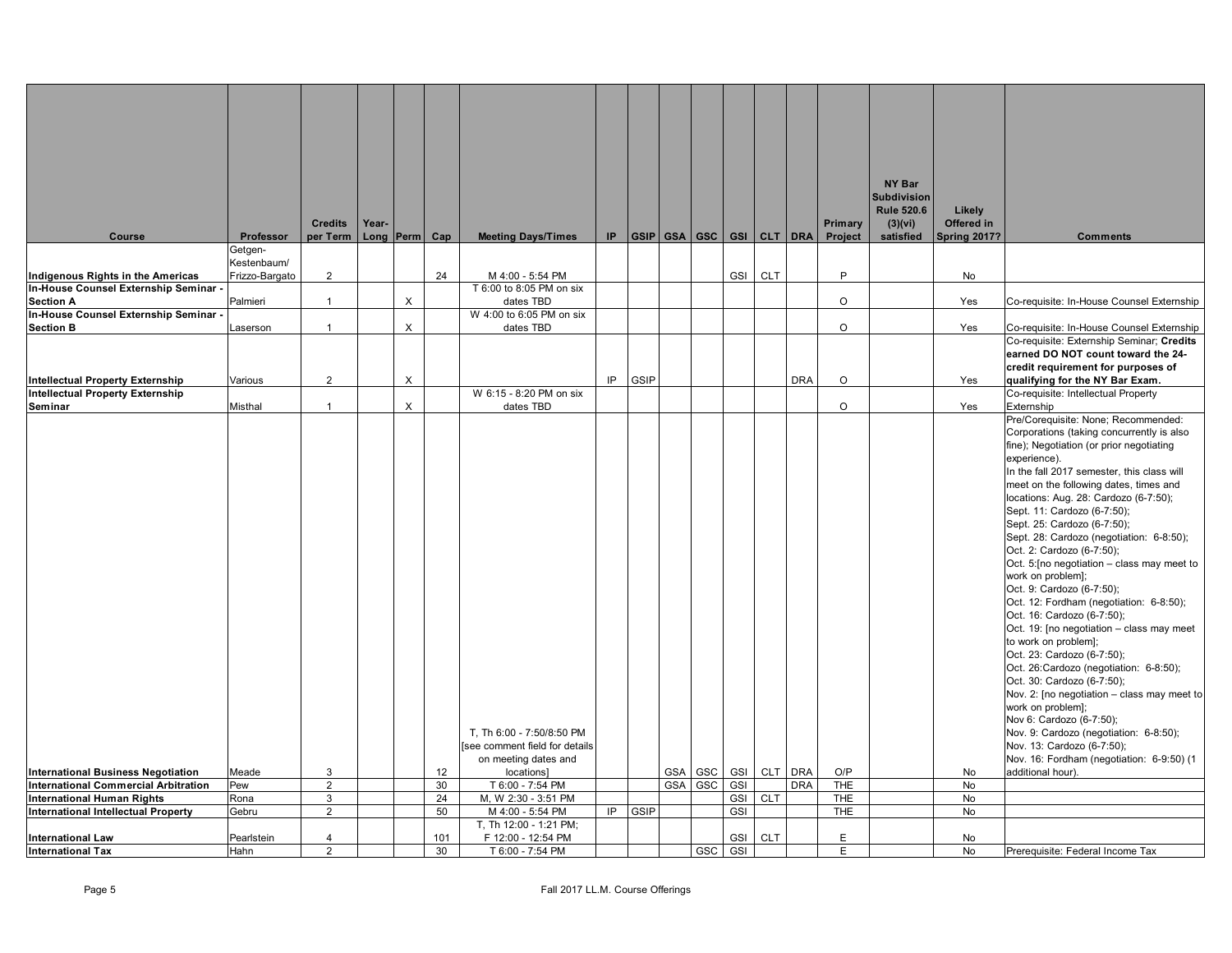| Course | Professor | Credits per Term | Year-Long | Perm | Cap | Meeting Days/Times | IP | GSIP | GSA | GSC | GSI | CLT | DRA | Primary Project | NY Bar Subdivision Rule 520.6 (3)(vi) satisfied | Likely Offered in Spring 2017? | Comments |
|---|---|---|---|---|---|---|---|---|---|---|---|---|---|---|---|---|---|
| **Indigenous Rights in the Americas** | Getgen-Kestenbaum/ Frizzo-Bargato | 2 | | | 24 | M 4:00 - 5:54 PM | | | | | GSI | CLT | | P | | No | |
| **In-House Counsel Externship Seminar - Section A** | Palmieri | 1 | | X | | T 6:00 to 8:05 PM on six dates TBD | | | | | | | | O | | Yes | Co-requisite: In-House Counsel Externship |
| **In-House Counsel Externship Seminar - Section B** | Laserson | 1 | | X | | W 4:00 to 6:05 PM on six dates TBD | | | | | | | | O | | Yes | Co-requisite: In-House Counsel Externship |
| **Intellectual Property Externship** | Various | 2 | | X | | | IP | GSIP | | | | | DRA | O | | Yes | Co-requisite: Externship Seminar; **Credits earned DO NOT count toward the 24-credit requirement for purposes of qualifying for the NY Bar Exam.** |
| **Intellectual Property Externship Seminar** | Misthal | 1 | | X | | W 6:15 - 8:20 PM on six dates TBD | | | | | | | | O | | Yes | Co-requisite: Intellectual Property Externship |
| **International Business Negotiation** | Meade | 3 | | | 12 | T, Th 6:00 - 7:50/8:50 PM [see comment field for details on meeting dates and locations] | | | GSA | GSC | GSI | CLT | DRA | O/P | | No | Pre/Corequisite: None; Recommended: Corporations (taking concurrently is also fine); Negotiation (or prior negotiating experience). In the fall 2017 semester, this class will meet on the following dates, times and locations: Aug. 28: Cardozo (6-7:50); Sept. 11: Cardozo (6-7:50); Sept. 25: Cardozo (6-7:50); Sept. 28: Cardozo (negotiation: 6-8:50); Oct. 2: Cardozo (6-7:50); Oct. 5:[no negotiation – class may meet to work on problem]; Oct. 9: Cardozo (6-7:50); Oct. 12: Fordham (negotiation: 6-8:50); Oct. 16: Cardozo (6-7:50); Oct. 19: [no negotiation – class may meet to work on problem]; Oct. 23: Cardozo (6-7:50); Oct. 26:Cardozo (negotiation: 6-8:50); Oct. 30: Cardozo (6-7:50); Nov. 2: [no negotiation – class may meet to work on problem]; Nov 6: Cardozo (6-7:50); Nov. 9: Cardozo (negotiation: 6-8:50); Nov. 13: Cardozo (6-7:50); Nov. 16: Fordham (negotiation: 6-9:50) (1 additional hour). |
| **International Commercial Arbitration** | Pew | 2 | | | 30 | T 6:00 - 7:54 PM | | | GSA | GSC | GSI | | DRA | THE | | No | |
| **International Human Rights** | Rona | 3 | | | 24 | M, W 2:30 - 3:51 PM | | | | | GSI | CLT | | THE | | No | |
| **International Intellectual Property** | Gebru | 2 | | | 50 | M 4:00 - 5:54 PM | IP | GSIP | | | GSI | | | THE | | No | |
| **International Law** | Pearlstein | 4 | | | 101 | T, Th 12:00 - 1:21 PM; F 12:00 - 12:54 PM | | | | | GSI | CLT | | E | | No | |
| **International Tax** | Hahn | 2 | | | 30 | T 6:00 - 7:54 PM | | | | GSC | GSI | | | E | | No | Prerequisite: Federal Income Tax |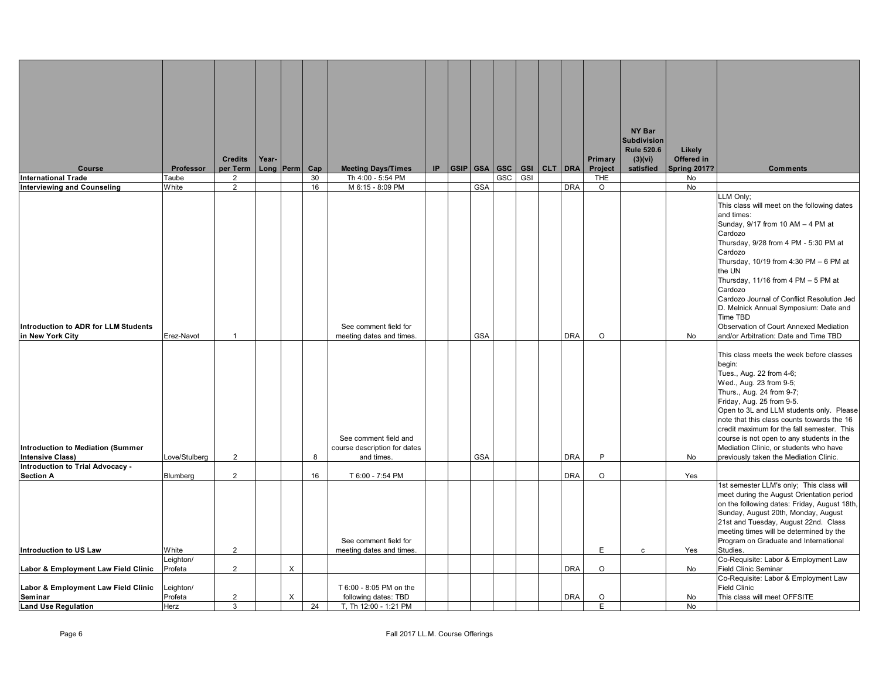| Course | Professor | Credits per Term | Year-Long | Perm | Cap | Meeting Days/Times | IP | GSIP | GSA | GSC | GSI | CLT | DRA | Primary Project | NY Bar Subdivision Rule 520.6 (3)(vi) satisfied | Likely Offered in Spring 2017? | Comments |
|---|---|---|---|---|---|---|---|---|---|---|---|---|---|---|---|---|---|
| **International Trade** | Taube | 2 | | | 30 | Th 4:00 - 5:54 PM | | | | GSC | GSI | | | THE | | No | |
| **Interviewing and Counseling** | White | 2 | | | 16 | M 6:15 - 8:09 PM | | | GSA | | | | DRA | O | | No | |
| **Introduction to ADR for LLM Students in New York City** | Erez-Navot | 1 | | | | See comment field for meeting dates and times. | | | GSA | | | | DRA | O | | No | LLM Only; This class will meet on the following dates and times: Sunday, 9/17 from 10 AM – 4 PM at Cardozo Thursday, 9/28 from 4 PM - 5:30 PM at Cardozo Thursday, 10/19 from 4:30 PM – 6 PM at the UN Thursday, 11/16 from 4 PM – 5 PM at Cardozo Cardozo Journal of Conflict Resolution Jed D. Melnick Annual Symposium: Date and Time TBD Observation of Court Annexed Mediation and/or Arbitration: Date and Time TBD |
| **Introduction to Mediation (Summer Intensive Class)** | Love/Stulberg | 2 | | | 8 | See comment field and course description for dates and times. | | | GSA | | | | DRA | P | | No | This class meets the week before classes begin: Tues., Aug. 22 from 4-6; Wed., Aug. 23 from 9-5; Thurs., Aug. 24 from 9-7; Friday, Aug. 25 from 9-5. Open to 3L and LLM students only. Please note that this class counts towards the 16 credit maximum for the fall semester. This course is not open to any students in the Mediation Clinic, or students who have previously taken the Mediation Clinic. |
| **Introduction to Trial Advocacy - Section A** | Blumberg | 2 | | | 16 | T 6:00 - 7:54 PM | | | | | | | DRA | O | | Yes | |
| **Introduction to US Law** | White | 2 | | | | See comment field for meeting dates and times. | | | | | | | | E | c | Yes | 1st semester LLM's only; This class will meet during the August Orientation period on the following dates: Friday, August 18th, Sunday, August 20th, Monday, August 21st and Tuesday, August 22nd. Class meeting times will be determined by the Program on Graduate and International Studies. |
| **Labor & Employment Law Field Clinic** | Leighton/ Profeta | 2 | | X | | | | | | | | | DRA | O | | No | Co-Requisite: Labor & Employment Law Field Clinic Seminar |
| **Labor & Employment Law Field Clinic Seminar** | Leighton/ Profeta | 2 | | X | | T 6:00 - 8:05 PM on the following dates: TBD | | | | | | | DRA | O | | No | Co-Requisite: Labor & Employment Law Field Clinic This class will meet OFFSITE |
| **Land Use Regulation** | Herz | 3 | | | 24 | T, Th 12:00 - 1:21 PM | | | | | | | | E | | No | |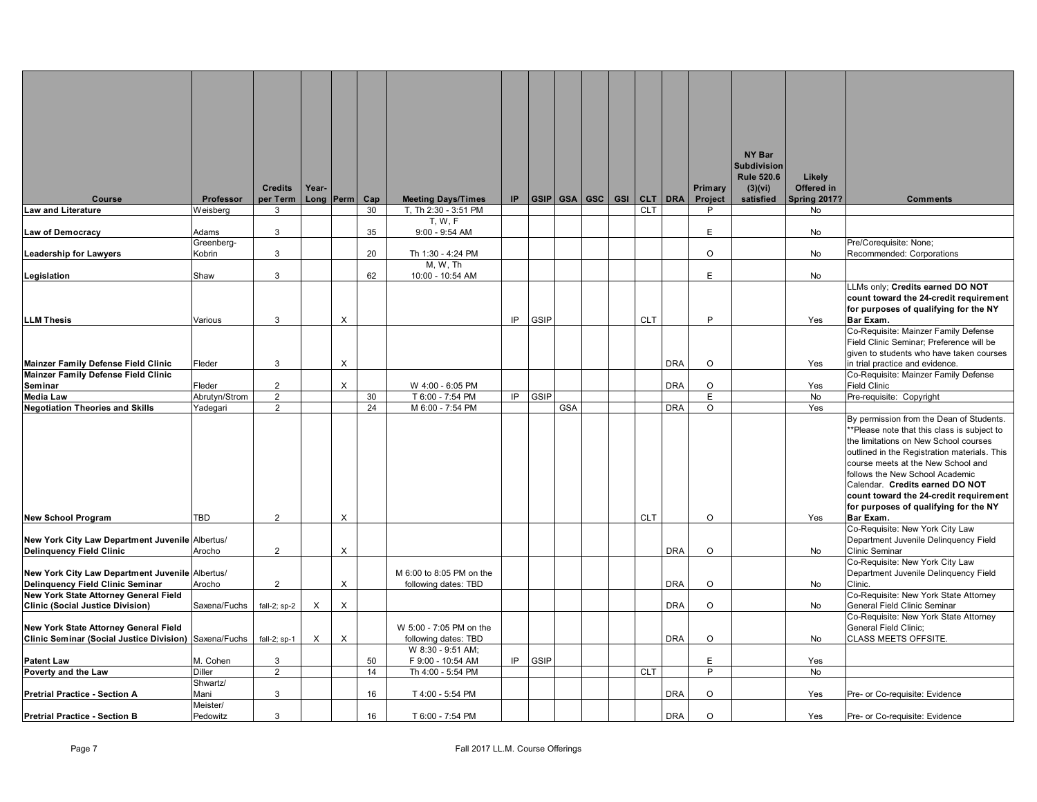| Course | Professor | Credits per Term | Year-Long | Perm | Cap | Meeting Days/Times | IP | GSIP | GSA | GSC | GSI | CLT | DRA | Primary Project | NY Bar Subdivision Rule 520.6 (3)(vi) satisfied | Likely Offered in Spring 2017? | Comments |
|---|---|---|---|---|---|---|---|---|---|---|---|---|---|---|---|---|---|
| **Law and Literature** | Weisberg | 3 | | | 30 | T, Th 2:30 - 3:51 PM | | | | | | CLT | | P | | No | |
| **Law of Democracy** | Adams | 3 | | | 35 | T, W, F 9:00 - 9:54 AM | | | | | | | | E | | No | |
| **Leadership for Lawyers** | Greenberg-Kobrin | 3 | | | 20 | Th 1:30 - 4:24 PM | | | | | | | | O | | No | Pre/Corequisite: None; Recommended: Corporations |
| **Legislation** | Shaw | 3 | | | 62 | M, W, Th 10:00 - 10:54 AM | | | | | | | | E | | No | |
| **LLM Thesis** | Various | 3 | | X | | | IP | GSIP | | | | CLT | | P | | Yes | LLMs only; **Credits earned DO NOT count toward the 24-credit requirement for purposes of qualifying for the NY Bar Exam.** |
| **Mainzer Family Defense Field Clinic** | Fleder | 3 | | X | | | | | | | | | DRA | O | | Yes | Co-Requisite: Mainzer Family Defense Field Clinic Seminar; Preference will be given to students who have taken courses in trial practice and evidence. |
| **Mainzer Family Defense Field Clinic Seminar** | Fleder | 2 | | X | | W 4:00 - 6:05 PM | | | | | | | DRA | O | | Yes | Co-Requisite: Mainzer Family Defense Field Clinic |
| **Media Law** | Abrutyn/Strom | 2 | | | 30 | T 6:00 - 7:54 PM | IP | GSIP | | | | | | E | | No | Pre-requisite: Copyright |
| **Negotiation Theories and Skills** | Yadegari | 2 | | | 24 | M 6:00 - 7:54 PM | | | GSA | | | | DRA | O | | Yes | |
| **New School Program** | TBD | 2 | | X | | | | | | | | CLT | | O | | Yes | By permission from the Dean of Students. **Please note that this class is subject to the limitations on New School courses outlined in the Registration materials. This course meets at the New School and follows the New School Academic Calendar. **Credits earned DO NOT count toward the 24-credit requirement for purposes of qualifying for the NY Bar Exam.** |
| **New York City Law Department Juvenile Delinquency Field Clinic** | Albertus/ Arocho | 2 | | X | | | | | | | | | DRA | O | | No | Co-Requisite: New York City Law Department Juvenile Delinquency Field Clinic Seminar |
| **New York City Law Department Juvenile Delinquency Field Clinic Seminar** | Albertus/ Arocho | 2 | | X | | M 6:00 to 8:05 PM on the following dates: TBD | | | | | | | DRA | O | | No | Co-Requisite: New York City Law Department Juvenile Delinquency Field Clinic. |
| **New York State Attorney General Field Clinic (Social Justice Division)** | Saxena/Fuchs | fall-2; sp-2 | X | X | | | | | | | | | DRA | O | | No | Co-Requisite: New York State Attorney General Field Clinic Seminar |
| **New York State Attorney General Field Clinic Seminar (Social Justice Division)** | Saxena/Fuchs | fall-2; sp-1 | X | X | | W 5:00 - 7:05 PM on the following dates: TBD | | | | | | | DRA | O | | No | Co-Requisite: New York State Attorney General Field Clinic; CLASS MEETS OFFSITE. |
| **Patent Law** | M. Cohen | 3 | | | 50 | W 8:30 - 9:51 AM; F 9:00 - 10:54 AM | IP | GSIP | | | | | | E | | Yes | |
| **Poverty and the Law** | Diller | 2 | | | 14 | Th 4:00 - 5:54 PM | | | | | | CLT | | P | | No | |
| **Pretrial Practice - Section A** | Shwartz/ Mani | 3 | | | 16 | T 4:00 - 5:54 PM | | | | | | | DRA | O | | Yes | Pre- or Co-requisite: Evidence |
| **Pretrial Practice - Section B** | Meister/ Pedowitz | 3 | | | 16 | T 6:00 - 7:54 PM | | | | | | | DRA | O | | Yes | Pre- or Co-requisite: Evidence |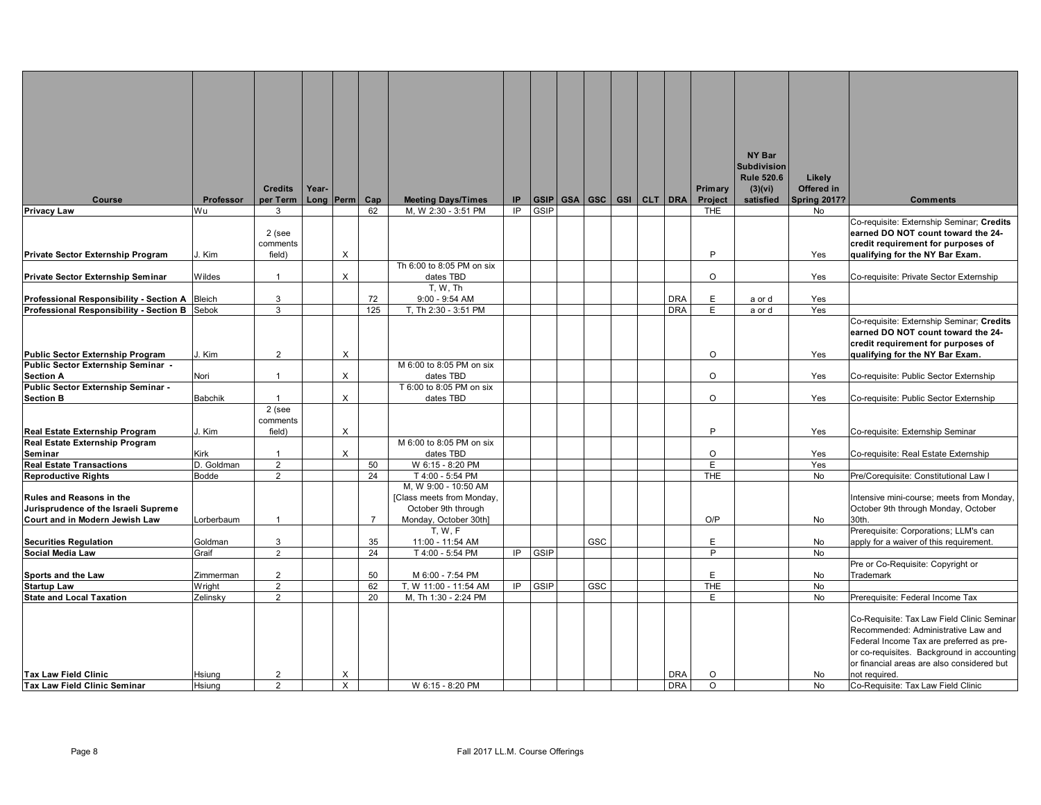| Course | Professor | Credits per Term | Year-Long | Perm | Cap | Meeting Days/Times | IP | GSIP | GSA | GSC | GSI | CLT | DRA | Primary Project | NY Bar Subdivision Rule 520.6 (3)(vi) satisfied | Likely Offered in Spring 2017? | Comments |
|---|---|---|---|---|---|---|---|---|---|---|---|---|---|---|---|---|---|
| **Privacy Law** | Wu | 3 | | | 62 | M, W 2:30 - 3:51 PM | IP | GSIP | | | | | | THE | | No | |
| **Private Sector Externship Program** | J. Kim | 2 (see comments field) | | X | | | | | | | | | | P | | Yes | Co-requisite: Externship Seminar; **Credits earned DO NOT count toward the 24-credit requirement for purposes of qualifying for the NY Bar Exam.** |
| **Private Sector Externship Seminar** | Wildes | 1 | | X | | Th 6:00 to 8:05 PM on six dates TBD | | | | | | | | O | | Yes | Co-requisite: Private Sector Externship |
| **Professional Responsibility - Section A** | Bleich | 3 | | | 72 | T, W, Th 9:00 - 9:54 AM | | | | | | | DRA | E | a or d | Yes | |
| **Professional Responsibility - Section B** | Sebok | 3 | | | 125 | T, Th 2:30 - 3:51 PM | | | | | | | DRA | E | a or d | Yes | |
| **Public Sector Externship Program** | J. Kim | 2 | | X | | | | | | | | | | O | | Yes | Co-requisite: Externship Seminar; **Credits earned DO NOT count toward the 24-credit requirement for purposes of qualifying for the NY Bar Exam.** |
| **Public Sector Externship Seminar - Section A** | Nori | 1 | | X | | M 6:00 to 8:05 PM on six dates TBD | | | | | | | | O | | Yes | Co-requisite: Public Sector Externship |
| **Public Sector Externship Seminar - Section B** | Babchik | 1 | | X | | T 6:00 to 8:05 PM on six dates TBD | | | | | | | | O | | Yes | Co-requisite: Public Sector Externship |
| **Real Estate Externship Program** | J. Kim | 2 (see comments field) | | X | | | | | | | | | | P | | Yes | Co-requisite: Externship Seminar |
| **Real Estate Externship Program Seminar** | Kirk | 1 | | X | | M 6:00 to 8:05 PM on six dates TBD | | | | | | | | O | | Yes | Co-requisite: Real Estate Externship |
| **Real Estate Transactions** | D. Goldman | 2 | | | 50 | W 6:15 - 8:20 PM | | | | | | | | E | | Yes | |
| **Reproductive Rights** | Bodde | 2 | | | 24 | T 4:00 - 5:54 PM | | | | | | | | THE | | No | Pre/Corequisite: Constitutional Law I |
| **Rules and Reasons in the Jurisprudence of the Israeli Supreme Court and in Modern Jewish Law** | Lorberbaum | 1 | | | 7 | M, W 9:00 - 10:50 AM [Class meets from Monday, October 9th through Monday, October 30th] | | | | | | | | O/P | | No | Intensive mini-course; meets from Monday, October 9th through Monday, October 30th. |
| **Securities Regulation** | Goldman | 3 | | | 35 | T, W, F 11:00 - 11:54 AM | | | | GSC | | | | E | | No | Prerequisite: Corporations; LLM's can apply for a waiver of this requirement. |
| **Social Media Law** | Graif | 2 | | | 24 | T 4:00 - 5:54 PM | IP | GSIP | | | | | | P | | No | |
| **Sports and the Law** | Zimmerman | 2 | | | 50 | M 6:00 - 7:54 PM | | | | | | | | E | | No | Pre or Co-Requisite: Copyright or Trademark |
| **Startup Law** | Wright | 2 | | | 62 | T, W 11:00 - 11:54 AM | IP | GSIP | | GSC | | | | THE | | No | |
| **State and Local Taxation** | Zelinsky | 2 | | | 20 | M, Th 1:30 - 2:24 PM | | | | | | | | E | | No | Prerequisite: Federal Income Tax |
| **Tax Law Field Clinic** | Hsiung | 2 | | X | | | | | | | | | DRA | O | | No | Co-Requisite: Tax Law Field Clinic Seminar Recommended: Administrative Law and Federal Income Tax are preferred as pre- or co-requisites. Background in accounting or financial areas are also considered but not required. |
| **Tax Law Field Clinic Seminar** | Hsiung | 2 | | X | | W 6:15 - 8:20 PM | | | | | | | DRA | O | | No | Co-Requisite: Tax Law Field Clinic |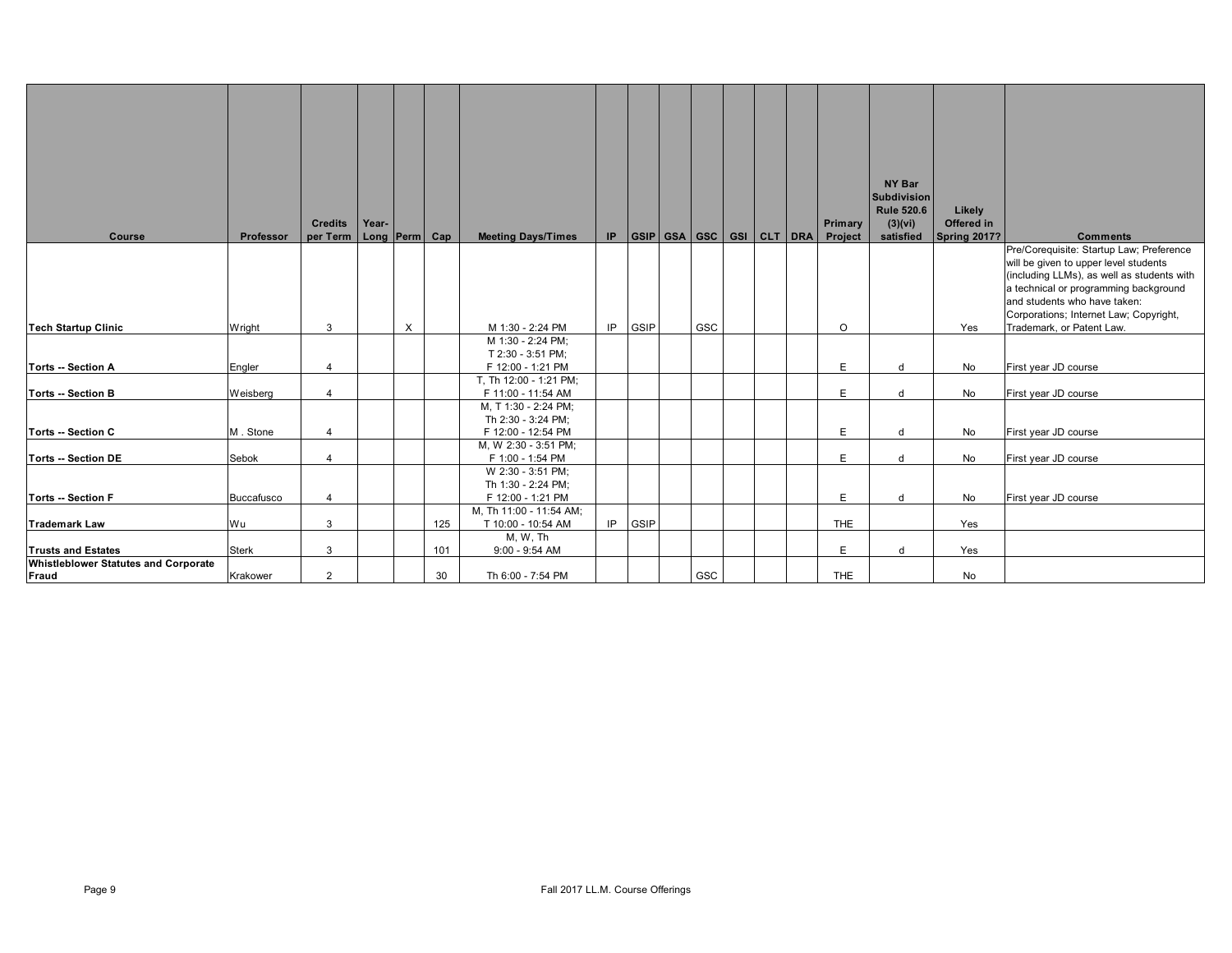| Course | Professor | Credits per Term | Year-Long | Perm | Cap | Meeting Days/Times | IP | GSIP | GSA | GSC | GSI | CLT | DRA | Primary Project | NY Bar Subdivision Rule 520.6 (3)(vi) satisfied | Likely Offered in Spring 2017? | Comments |
|---|---|---|---|---|---|---|---|---|---|---|---|---|---|---|---|---|---|
| **Tech Startup Clinic** | Wright | 3 | | X | | M 1:30 - 2:24 PM | IP | GSIP | | GSC | | | | O | | Yes | Pre/Corequisite: Startup Law; Preference will be given to upper level students (including LLMs), as well as students with a technical or programming background and students who have taken: Corporations; Internet Law; Copyright, Trademark, or Patent Law. |
| **Torts -- Section A** | Engler | 4 | | | | M 1:30 - 2:24 PM; T 2:30 - 3:51 PM; F 12:00 - 1:21 PM | | | | | | | | E | d | No | First year JD course |
| **Torts -- Section B** | Weisberg | 4 | | | | T, Th 12:00 - 1:21 PM; F 11:00 - 11:54 AM | | | | | | | | E | d | No | First year JD course |
| **Torts -- Section C** | M . Stone | 4 | | | | M, T 1:30 - 2:24 PM; Th 2:30 - 3:24 PM; F 12:00 - 12:54 PM | | | | | | | | E | d | No | First year JD course |
| **Torts -- Section DE** | Sebok | 4 | | | | M, W 2:30 - 3:51 PM; F 1:00 - 1:54 PM | | | | | | | | E | d | No | First year JD course |
| **Torts -- Section F** | Buccafusco | 4 | | | | W 2:30 - 3:51 PM; Th 1:30 - 2:24 PM; F 12:00 - 1:21 PM | | | | | | | | E | d | No | First year JD course |
| **Trademark Law** | Wu | 3 | | | 125 | M, Th 11:00 - 11:54 AM; T 10:00 - 10:54 AM | IP | GSIP | | | | | | THE | | Yes | |
| **Trusts and Estates** | Sterk | 3 | | | 101 | M, W, Th 9:00 - 9:54 AM | | | | | | | | E | d | Yes | |
| **Whistleblower Statutes and Corporate Fraud** | Krakower | 2 | | | 30 | Th 6:00 - 7:54 PM | | | | GSC | | | | THE | | No | |